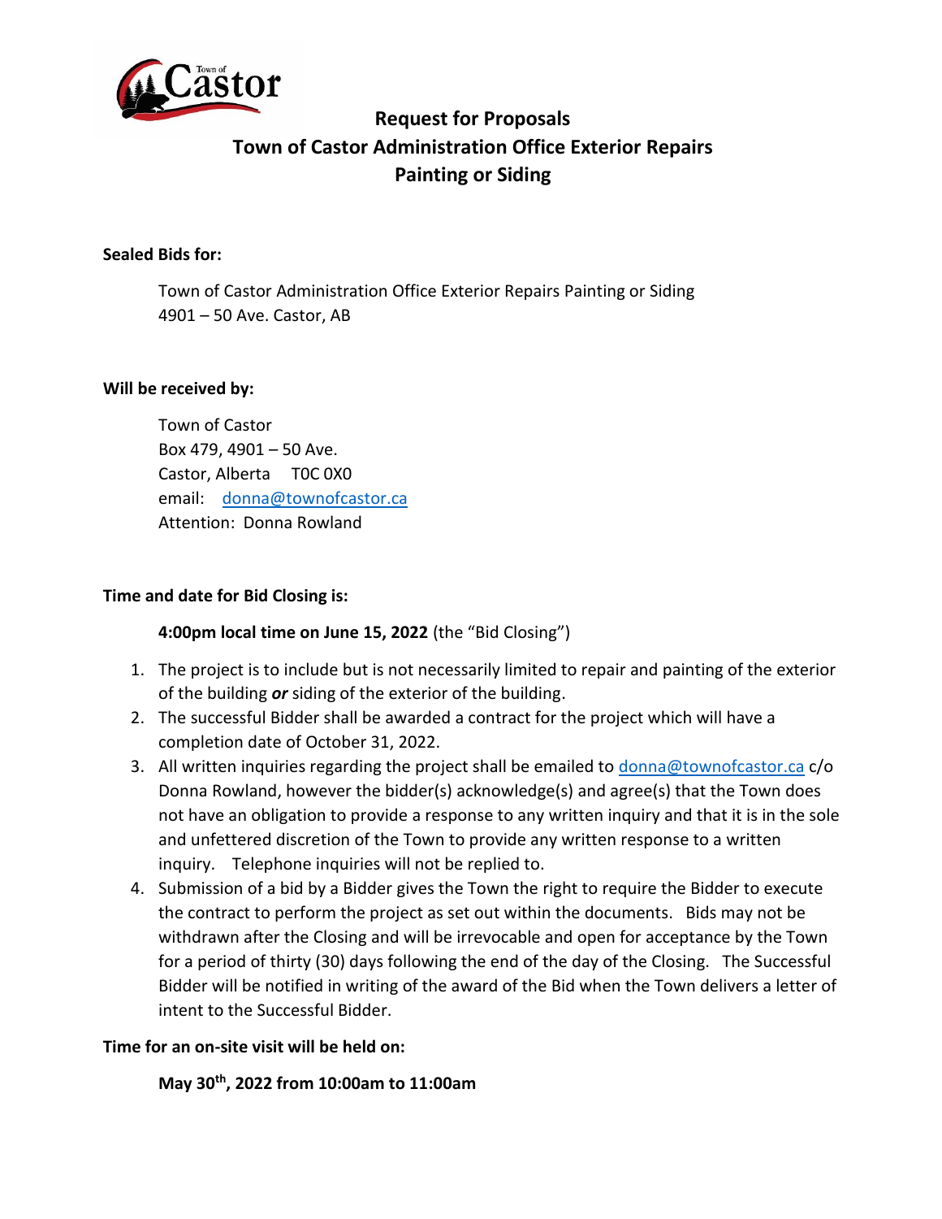# Request for Proposals
# Town of Castor Administration Office Exterior Repairs
# Painting or Siding

**Sealed Bids for:**

Town of Castor Administration Office Exterior Repairs Painting or Siding
4901 – 50 Ave. Castor, AB

**Will be received by:**

Town of Castor
Box 479, 4901 – 50 Ave.
Castor, Alberta T0C 0X0
email: donna@townofcastor.ca
Attention: Donna Rowland

**Time and date for Bid Closing is:**

**4:00pm local time on June 15, 2022** (the "Bid Closing")

1. The project is to include but is not necessarily limited to repair and painting of the exterior of the building ***or*** siding of the exterior of the building.
2. The successful Bidder shall be awarded a contract for the project which will have a completion date of October 31, 2022.
3. All written inquiries regarding the project shall be emailed to donna@townofcastor.ca c/o Donna Rowland, however the bidder(s) acknowledge(s) and agree(s) that the Town does not have an obligation to provide a response to any written inquiry and that it is in the sole and unfettered discretion of the Town to provide any written response to a written inquiry. Telephone inquiries will not be replied to.
4. Submission of a bid by a Bidder gives the Town the right to require the Bidder to execute the contract to perform the project as set out within the documents. Bids may not be withdrawn after the Closing and will be irrevocable and open for acceptance by the Town for a period of thirty (30) days following the end of the day of the Closing. The Successful Bidder will be notified in writing of the award of the Bid when the Town delivers a letter of intent to the Successful Bidder.

**Time for an on-site visit will be held on:**

**May 30th, 2022 from 10:00am to 11:00am**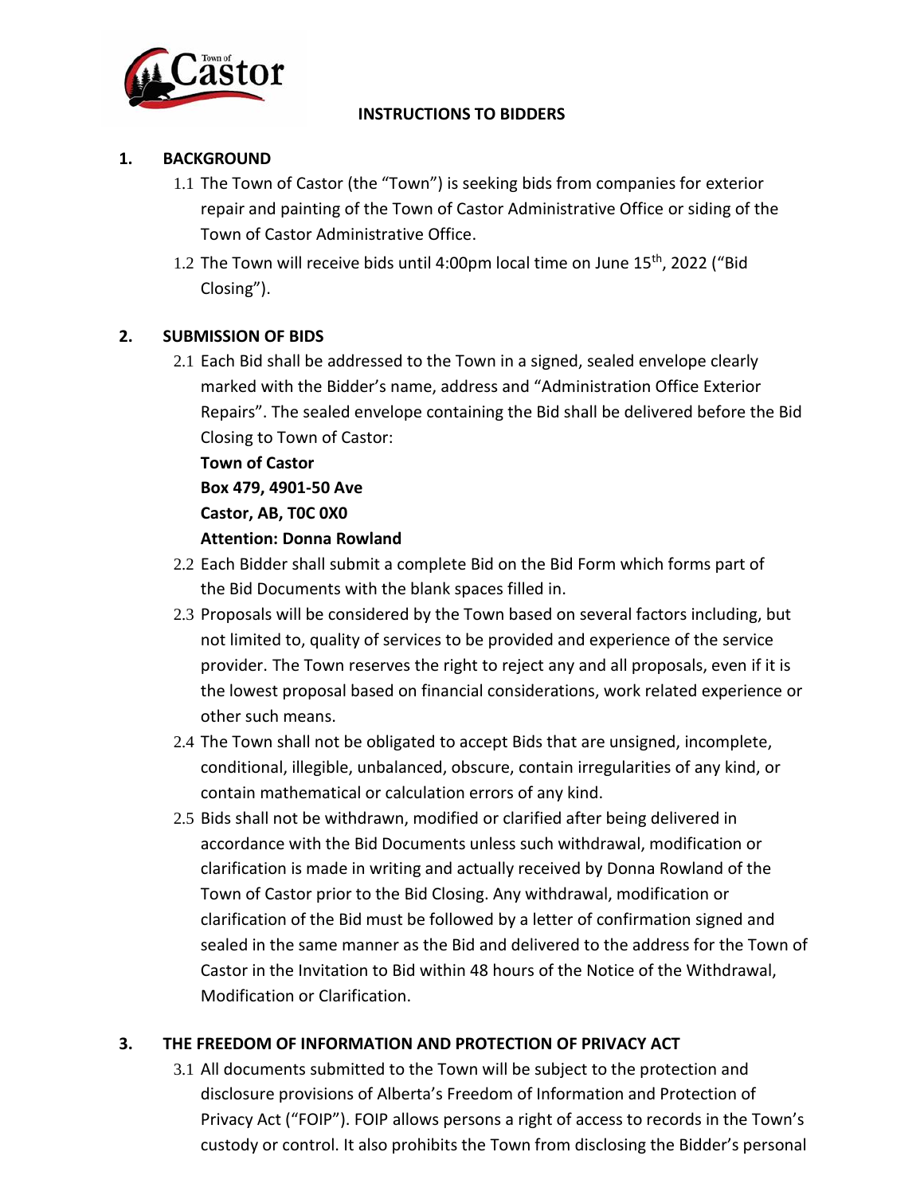# INSTRUCTIONS TO BIDDERS

## 1. BACKGROUND

1.1 The Town of Castor (the "Town") is seeking bids from companies for exterior repair and painting of the Town of Castor Administrative Office or siding of the Town of Castor Administrative Office.

1.2 The Town will receive bids until 4:00pm local time on June 15th, 2022 ("Bid Closing").

## 2. SUBMISSION OF BIDS

2.1 Each Bid shall be addressed to the Town in a signed, sealed envelope clearly marked with the Bidder's name, address and "Administration Office Exterior Repairs". The sealed envelope containing the Bid shall be delivered before the Bid Closing to Town of Castor:

**Town of Castor**
**Box 479, 4901-50 Ave**
**Castor, AB, T0C 0X0**
**Attention: Donna Rowland**

2.2 Each Bidder shall submit a complete Bid on the Bid Form which forms part of the Bid Documents with the blank spaces filled in.

2.3 Proposals will be considered by the Town based on several factors including, but not limited to, quality of services to be provided and experience of the service provider. The Town reserves the right to reject any and all proposals, even if it is the lowest proposal based on financial considerations, work related experience or other such means.

2.4 The Town shall not be obligated to accept Bids that are unsigned, incomplete, conditional, illegible, unbalanced, obscure, contain irregularities of any kind, or contain mathematical or calculation errors of any kind.

2.5 Bids shall not be withdrawn, modified or clarified after being delivered in accordance with the Bid Documents unless such withdrawal, modification or clarification is made in writing and actually received by Donna Rowland of the Town of Castor prior to the Bid Closing. Any withdrawal, modification or clarification of the Bid must be followed by a letter of confirmation signed and sealed in the same manner as the Bid and delivered to the address for the Town of Castor in the Invitation to Bid within 48 hours of the Notice of the Withdrawal, Modification or Clarification.

## 3. THE FREEDOM OF INFORMATION AND PROTECTION OF PRIVACY ACT

3.1 All documents submitted to the Town will be subject to the protection and disclosure provisions of Alberta's Freedom of Information and Protection of Privacy Act ("FOIP"). FOIP allows persons a right of access to records in the Town's custody or control. It also prohibits the Town from disclosing the Bidder's personal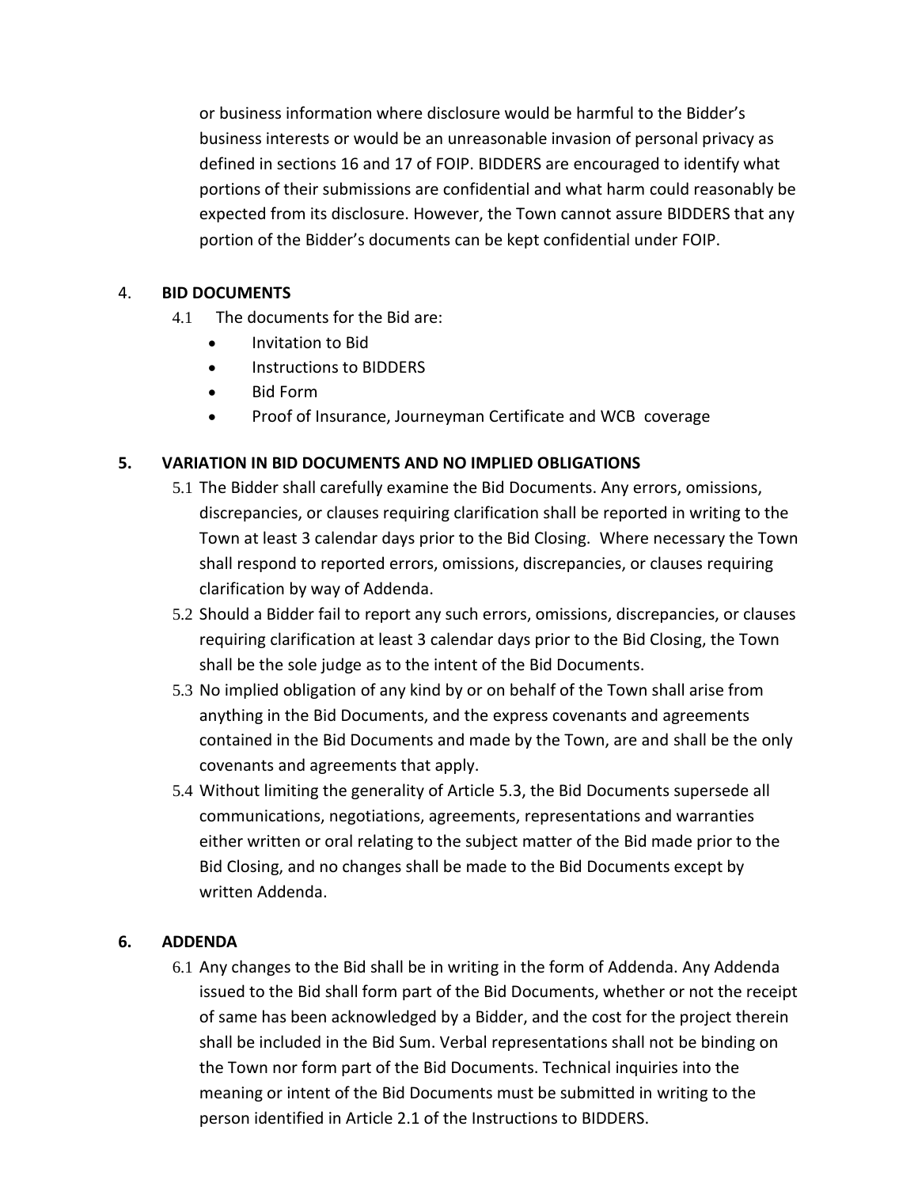or business information where disclosure would be harmful to the Bidder's business interests or would be an unreasonable invasion of personal privacy as defined in sections 16 and 17 of FOIP. BIDDERS are encouraged to identify what portions of their submissions are confidential and what harm could reasonably be expected from its disclosure. However, the Town cannot assure BIDDERS that any portion of the Bidder's documents can be kept confidential under FOIP.

4. **BID DOCUMENTS**

4.1 The documents for the Bid are:

- Invitation to Bid
- Instructions to BIDDERS
- Bid Form
- Proof of Insurance, Journeyman Certificate and WCB coverage

**5. VARIATION IN BID DOCUMENTS AND NO IMPLIED OBLIGATIONS**

5.1 The Bidder shall carefully examine the Bid Documents. Any errors, omissions, discrepancies, or clauses requiring clarification shall be reported in writing to the Town at least 3 calendar days prior to the Bid Closing. Where necessary the Town shall respond to reported errors, omissions, discrepancies, or clauses requiring clarification by way of Addenda.

5.2 Should a Bidder fail to report any such errors, omissions, discrepancies, or clauses requiring clarification at least 3 calendar days prior to the Bid Closing, the Town shall be the sole judge as to the intent of the Bid Documents.

5.3 No implied obligation of any kind by or on behalf of the Town shall arise from anything in the Bid Documents, and the express covenants and agreements contained in the Bid Documents and made by the Town, are and shall be the only covenants and agreements that apply.

5.4 Without limiting the generality of Article 5.3, the Bid Documents supersede all communications, negotiations, agreements, representations and warranties either written or oral relating to the subject matter of the Bid made prior to the Bid Closing, and no changes shall be made to the Bid Documents except by written Addenda.

**6. ADDENDA**

6.1 Any changes to the Bid shall be in writing in the form of Addenda. Any Addenda issued to the Bid shall form part of the Bid Documents, whether or not the receipt of same has been acknowledged by a Bidder, and the cost for the project therein shall be included in the Bid Sum. Verbal representations shall not be binding on the Town nor form part of the Bid Documents. Technical inquiries into the meaning or intent of the Bid Documents must be submitted in writing to the person identified in Article 2.1 of the Instructions to BIDDERS.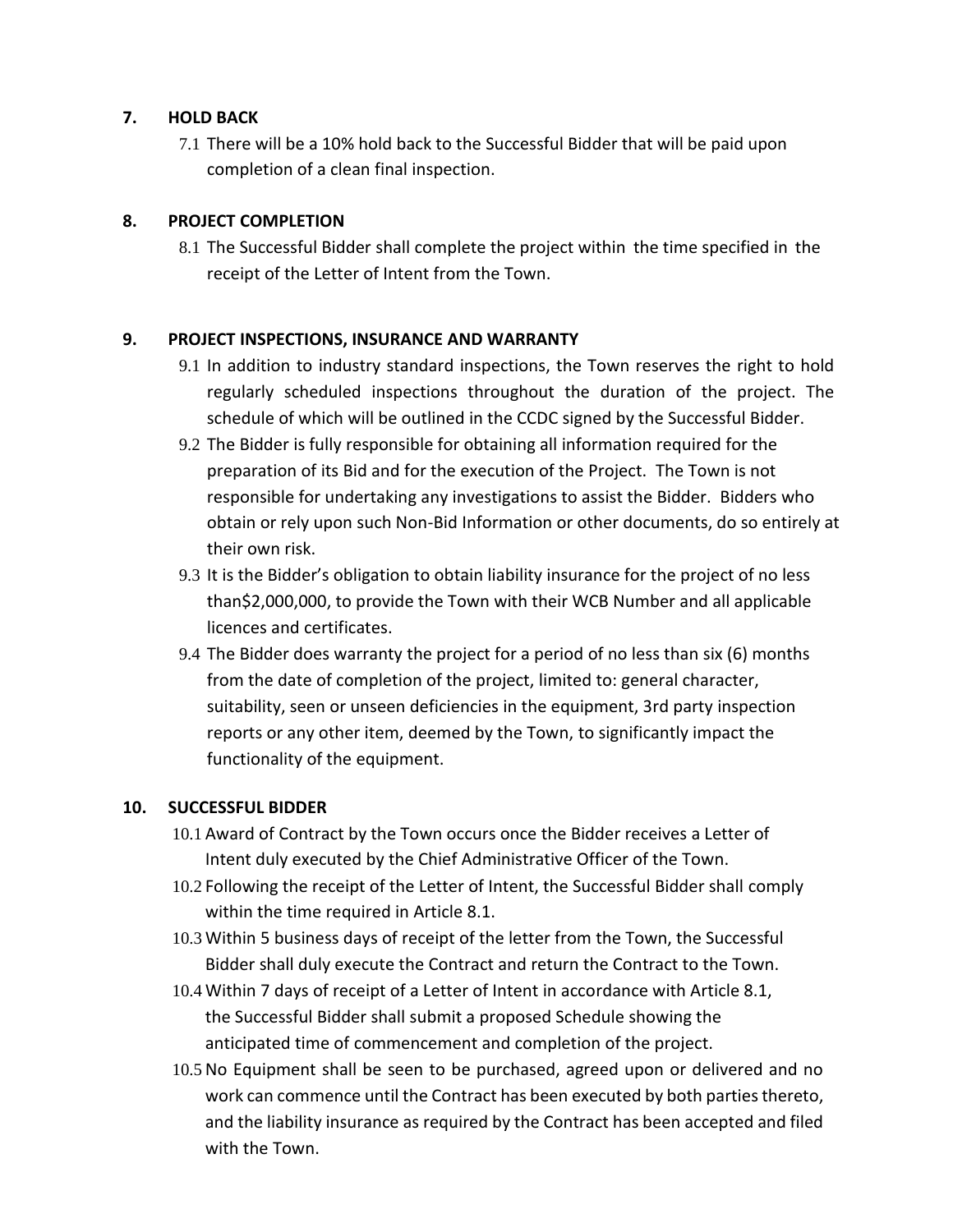## 7. HOLD BACK

7.1 There will be a 10% hold back to the Successful Bidder that will be paid upon completion of a clean final inspection.

## 8. PROJECT COMPLETION

8.1 The Successful Bidder shall complete the project within the time specified in the receipt of the Letter of Intent from the Town.

## 9. PROJECT INSPECTIONS, INSURANCE AND WARRANTY

9.1 In addition to industry standard inspections, the Town reserves the right to hold regularly scheduled inspections throughout the duration of the project. The schedule of which will be outlined in the CCDC signed by the Successful Bidder.

9.2 The Bidder is fully responsible for obtaining all information required for the preparation of its Bid and for the execution of the Project. The Town is not responsible for undertaking any investigations to assist the Bidder. Bidders who obtain or rely upon such Non-Bid Information or other documents, do so entirely at their own risk.

9.3 It is the Bidder's obligation to obtain liability insurance for the project of no less than$2,000,000, to provide the Town with their WCB Number and all applicable licences and certificates.

9.4 The Bidder does warranty the project for a period of no less than six (6) months from the date of completion of the project, limited to: general character, suitability, seen or unseen deficiencies in the equipment, 3rd party inspection reports or any other item, deemed by the Town, to significantly impact the functionality of the equipment.

## 10. SUCCESSFUL BIDDER

10.1 Award of Contract by the Town occurs once the Bidder receives a Letter of Intent duly executed by the Chief Administrative Officer of the Town.

10.2 Following the receipt of the Letter of Intent, the Successful Bidder shall comply within the time required in Article 8.1.

10.3 Within 5 business days of receipt of the letter from the Town, the Successful Bidder shall duly execute the Contract and return the Contract to the Town.

10.4 Within 7 days of receipt of a Letter of Intent in accordance with Article 8.1, the Successful Bidder shall submit a proposed Schedule showing the anticipated time of commencement and completion of the project.

10.5 No Equipment shall be seen to be purchased, agreed upon or delivered and no work can commence until the Contract has been executed by both parties thereto, and the liability insurance as required by the Contract has been accepted and filed with the Town.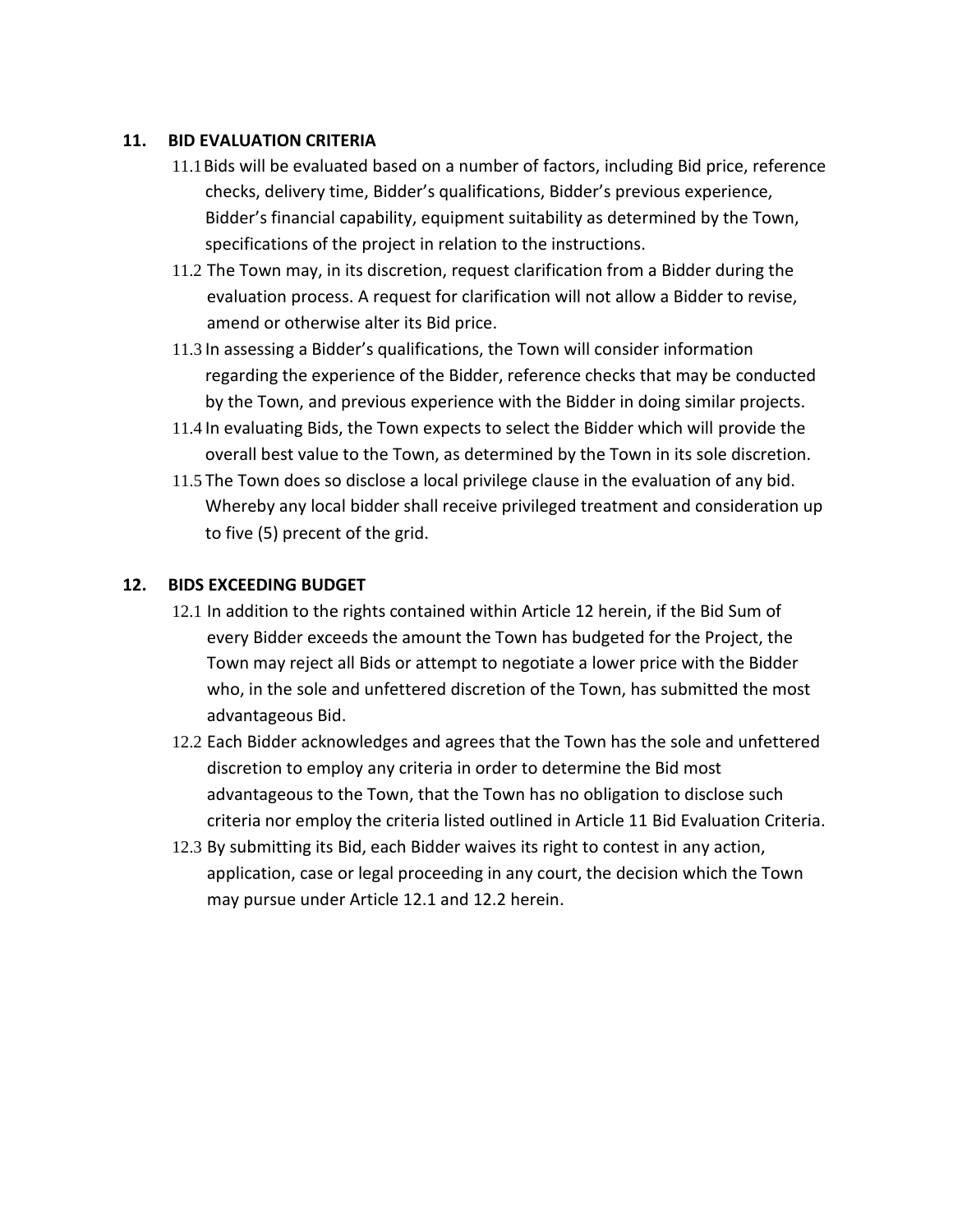## 11. BID EVALUATION CRITERIA

11.1 Bids will be evaluated based on a number of factors, including Bid price, reference checks, delivery time, Bidder's qualifications, Bidder's previous experience, Bidder's financial capability, equipment suitability as determined by the Town, specifications of the project in relation to the instructions.

11.2 The Town may, in its discretion, request clarification from a Bidder during the evaluation process. A request for clarification will not allow a Bidder to revise, amend or otherwise alter its Bid price.

11.3 In assessing a Bidder's qualifications, the Town will consider information regarding the experience of the Bidder, reference checks that may be conducted by the Town, and previous experience with the Bidder in doing similar projects.

11.4 In evaluating Bids, the Town expects to select the Bidder which will provide the overall best value to the Town, as determined by the Town in its sole discretion.

11.5 The Town does so disclose a local privilege clause in the evaluation of any bid. Whereby any local bidder shall receive privileged treatment and consideration up to five (5) precent of the grid.

## 12. BIDS EXCEEDING BUDGET

12.1 In addition to the rights contained within Article 12 herein, if the Bid Sum of every Bidder exceeds the amount the Town has budgeted for the Project, the Town may reject all Bids or attempt to negotiate a lower price with the Bidder who, in the sole and unfettered discretion of the Town, has submitted the most advantageous Bid.

12.2 Each Bidder acknowledges and agrees that the Town has the sole and unfettered discretion to employ any criteria in order to determine the Bid most advantageous to the Town, that the Town has no obligation to disclose such criteria nor employ the criteria listed outlined in Article 11 Bid Evaluation Criteria.

12.3 By submitting its Bid, each Bidder waives its right to contest in any action, application, case or legal proceeding in any court, the decision which the Town may pursue under Article 12.1 and 12.2 herein.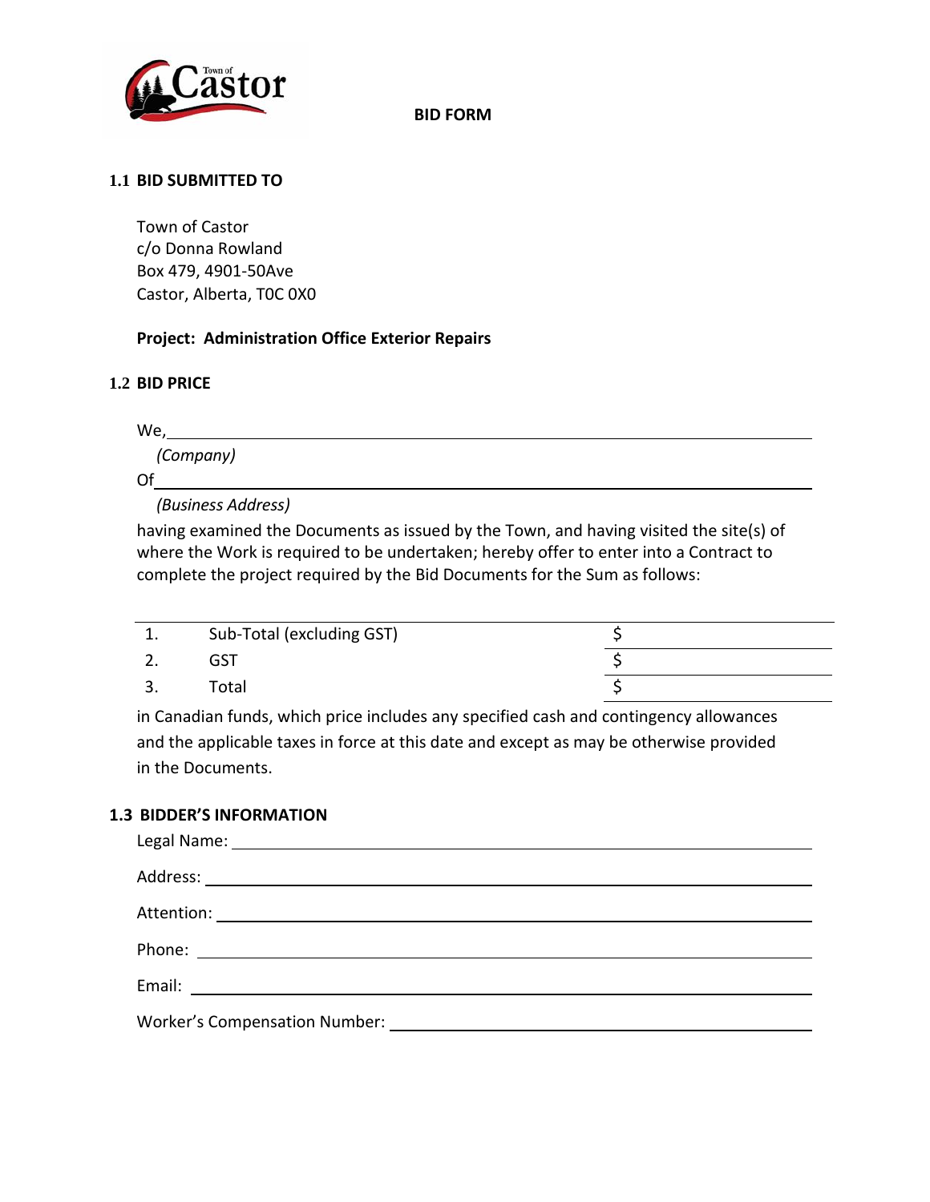# BID FORM

## 1.1 BID SUBMITTED TO

Town of Castor
c/o Donna Rowland
Box 479, 4901-50Ave
Castor, Alberta, T0C 0X0

**Project: Administration Office Exterior Repairs**

## 1.2 BID PRICE

We,______________________________________________
*(Company)*
Of______________________________________________
*(Business Address)*

having examined the Documents as issued by the Town, and having visited the site(s) of where the Work is required to be undertaken; hereby offer to enter into a Contract to complete the project required by the Bid Documents for the Sum as follows:

| | | |
|---|---|---|
| 1. | Sub-Total (excluding GST) | $ |
| 2. | GST | $ |
| 3. | Total | $ |

in Canadian funds, which price includes any specified cash and contingency allowances and the applicable taxes in force at this date and except as may be otherwise provided in the Documents.

## 1.3 BIDDER'S INFORMATION

Legal Name: ______________________________________________

Address: ______________________________________________

Attention: ______________________________________________

Phone: ______________________________________________

Email: ______________________________________________

Worker's Compensation Number: ______________________________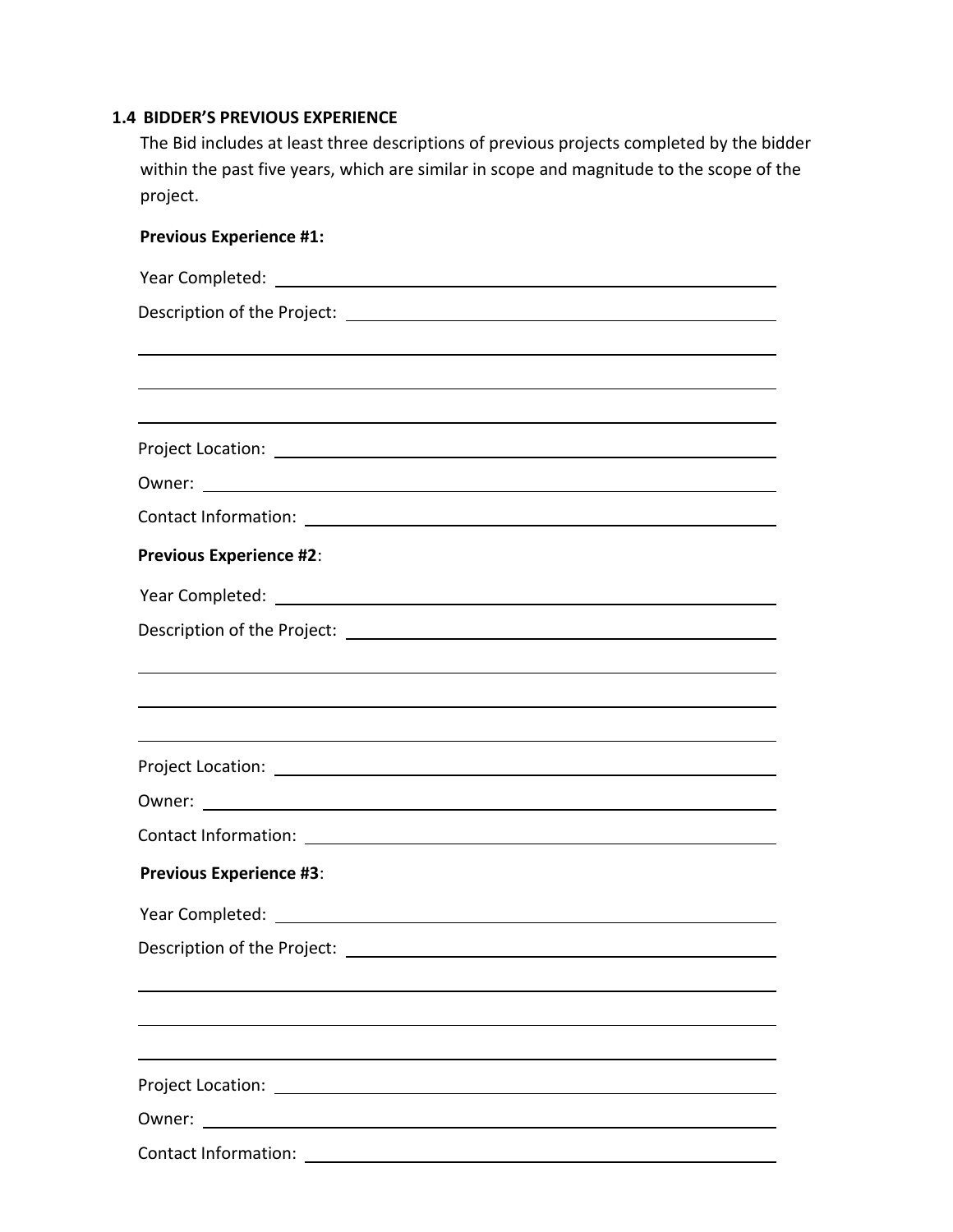### 1.4 BIDDER'S PREVIOUS EXPERIENCE

The Bid includes at least three descriptions of previous projects completed by the bidder within the past five years, which are similar in scope and magnitude to the scope of the project.

**Previous Experience #1:**

Year Completed: ____________________

Description of the Project: ____________________

____________________

____________________

____________________

Project Location: ____________________

Owner: ____________________

Contact Information: ____________________

**Previous Experience #2**:

Year Completed: ____________________

Description of the Project: ____________________

____________________

____________________

____________________

Project Location: ____________________

Owner: ____________________

Contact Information: ____________________

**Previous Experience #3**:

Year Completed: ____________________

Description of the Project: ____________________

____________________

____________________

____________________

Project Location: ____________________

Owner: ____________________

Contact Information: ____________________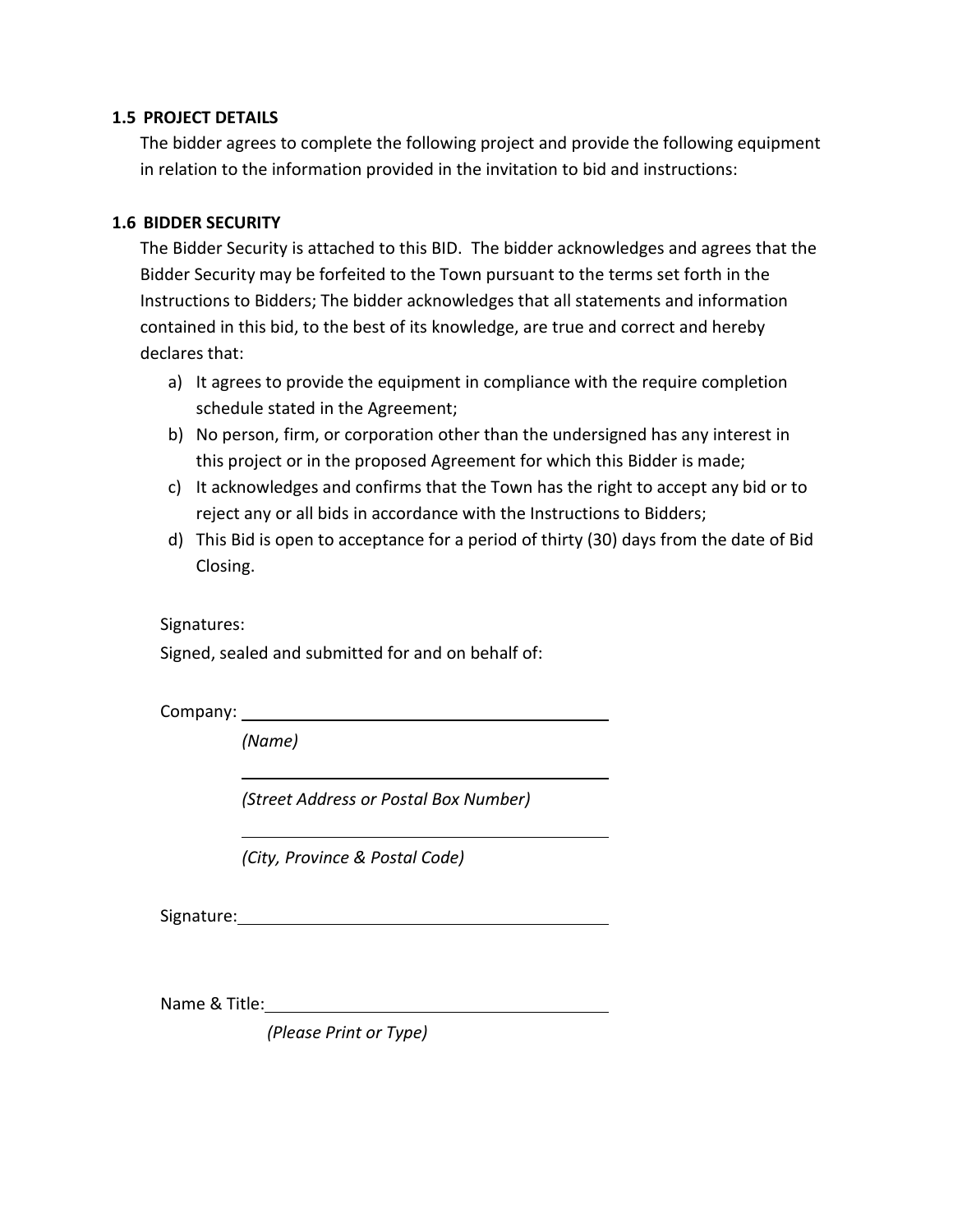**1.5 PROJECT DETAILS**

The bidder agrees to complete the following project and provide the following equipment in relation to the information provided in the invitation to bid and instructions:

**1.6 BIDDER SECURITY**

The Bidder Security is attached to this BID. The bidder acknowledges and agrees that the Bidder Security may be forfeited to the Town pursuant to the terms set forth in the Instructions to Bidders; The bidder acknowledges that all statements and information contained in this bid, to the best of its knowledge, are true and correct and hereby declares that:

a) It agrees to provide the equipment in compliance with the require completion schedule stated in the Agreement;
b) No person, firm, or corporation other than the undersigned has any interest in this project or in the proposed Agreement for which this Bidder is made;
c) It acknowledges and confirms that the Town has the right to accept any bid or to reject any or all bids in accordance with the Instructions to Bidders;
d) This Bid is open to acceptance for a period of thirty (30) days from the date of Bid Closing.

Signatures:

Signed, sealed and submitted for and on behalf of:

Company: ______________________________________

*(Name)*

______________________________________

*(Street Address or Postal Box Number)*

______________________________________

*(City, Province & Postal Code)*

Signature: ______________________________________

Name & Title: ______________________________________

*(Please Print or Type)*